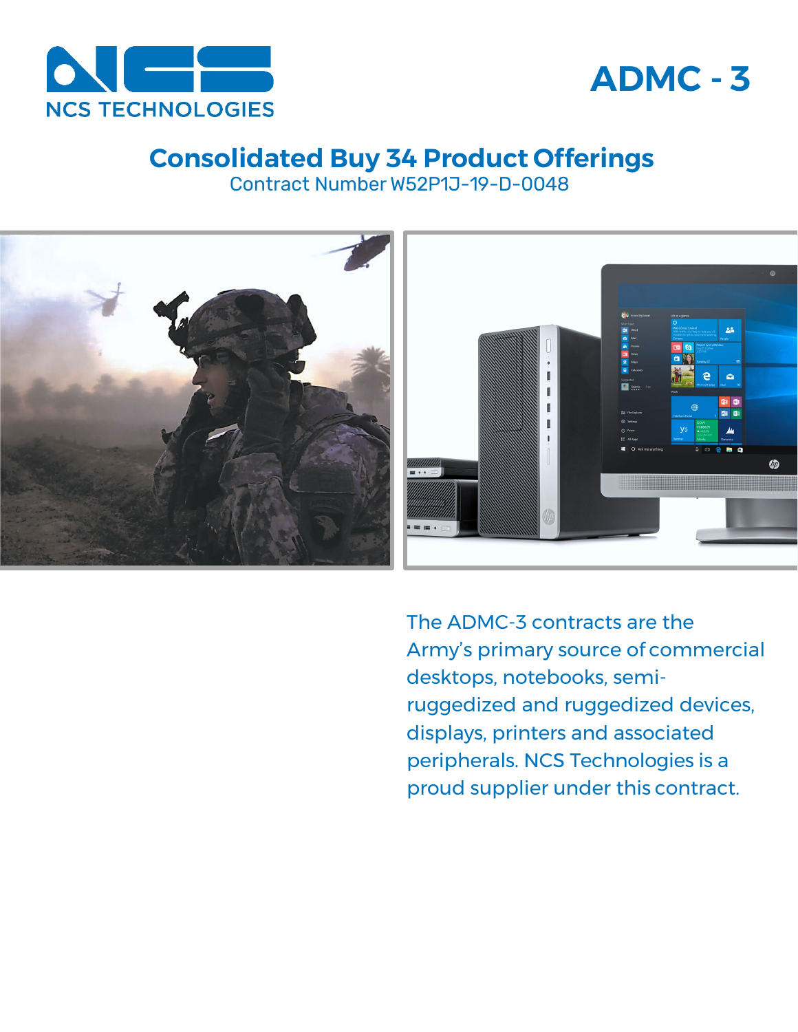NCS TECHNOLOGIES

# ADMC - 3

## Consolidated Buy 34 Product Offerings

Contract Number W52P1J-19-D-0048

The ADMC-3 contracts are the Army's primary source of commercial desktops, notebooks, semi-ruggedized and ruggedized devices, displays, printers and associated peripherals. NCS Technologies is a proud supplier under this contract.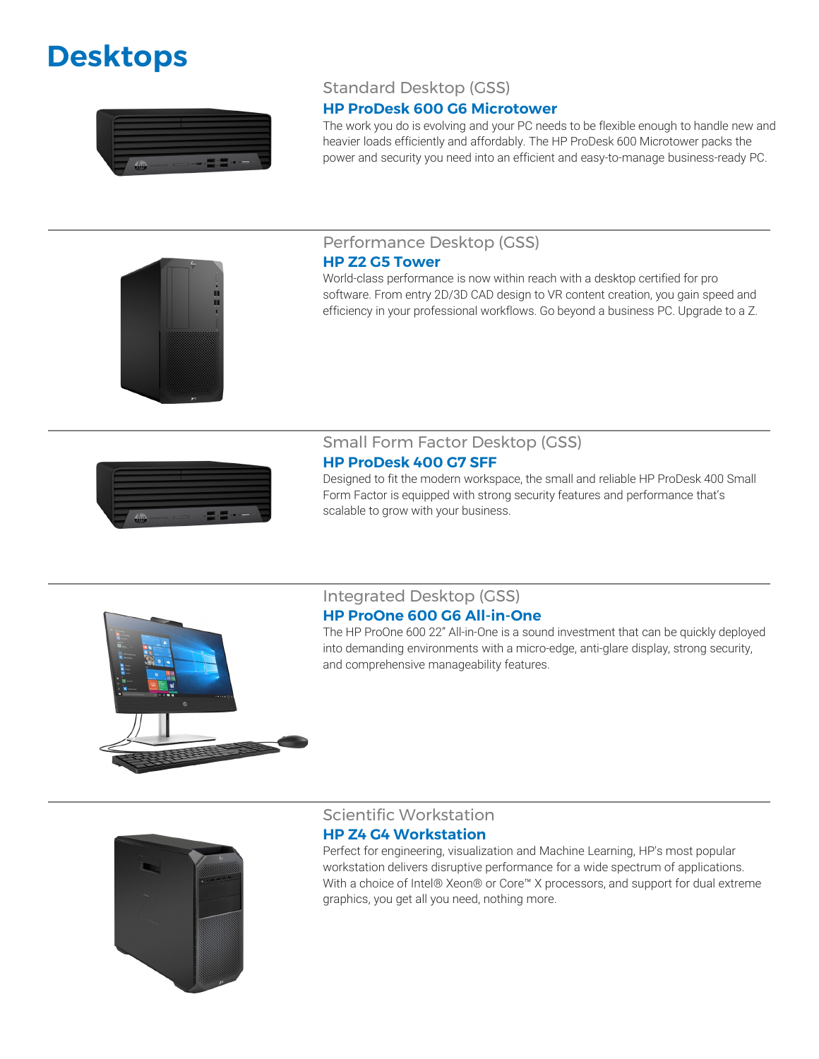# Desktops

## Standard Desktop (GSS)

### HP ProDesk 600 G6 Microtower

The work you do is evolving and your PC needs to be flexible enough to handle new and heavier loads efficiently and affordably. The HP ProDesk 600 Microtower packs the power and security you need into an efficient and easy-to-manage business-ready PC.

---

## Performance Desktop (GSS)

### HP Z2 G5 Tower

World-class performance is now within reach with a desktop certified for pro software. From entry 2D/3D CAD design to VR content creation, you gain speed and efficiency in your professional workflows. Go beyond a business PC. Upgrade to a Z.

---

## Small Form Factor Desktop (GSS)

### HP ProDesk 400 G7 SFF

Designed to fit the modern workspace, the small and reliable HP ProDesk 400 Small Form Factor is equipped with strong security features and performance that's scalable to grow with your business.

---

## Integrated Desktop (GSS)

### HP ProOne 600 G6 All-in-One

The HP ProOne 600 22" All-in-One is a sound investment that can be quickly deployed into demanding environments with a micro-edge, anti-glare display, strong security, and comprehensive manageability features.

---

## Scientific Workstation

### HP Z4 G4 Workstation

Perfect for engineering, visualization and Machine Learning, HP's most popular workstation delivers disruptive performance for a wide spectrum of applications. With a choice of Intel® Xeon® or Core™ X processors, and support for dual extreme graphics, you get all you need, nothing more.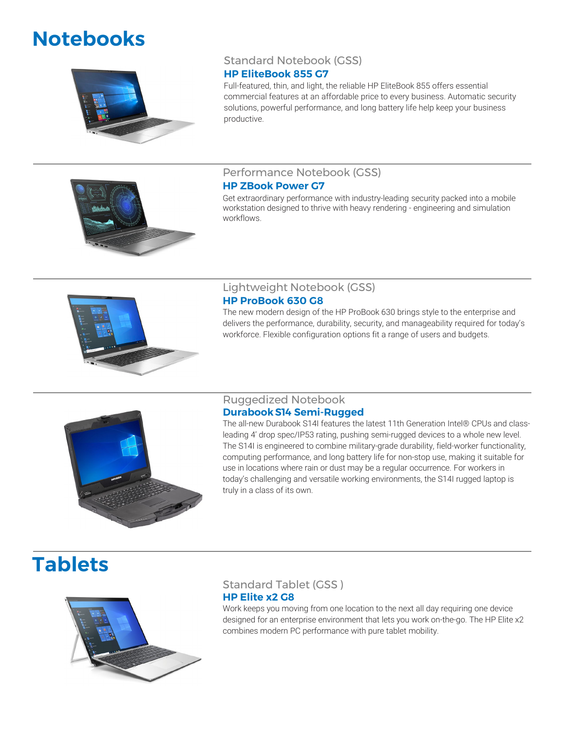# Notebooks

### Standard Notebook (GSS)

**HP EliteBook 855 G7**

Full-featured, thin, and light, the reliable HP EliteBook 855 offers essential commercial features at an affordable price to every business. Automatic security solutions, powerful performance, and long battery life help keep your business productive.

---

### Performance Notebook (GSS)

**HP ZBook Power G7**

Get extraordinary performance with industry-leading security packed into a mobile workstation designed to thrive with heavy rendering - engineering and simulation workflows.

---

### Lightweight Notebook (GSS)

**HP ProBook 630 G8**

The new modern design of the HP ProBook 630 brings style to the enterprise and delivers the performance, durability, security, and manageability required for today's workforce. Flexible configuration options fit a range of users and budgets.

---

### Ruggedized Notebook

**Durabook S14 Semi-Rugged**

The all-new Durabook S14I features the latest 11th Generation Intel® CPUs and class-leading 4' drop spec/IP53 rating, pushing semi-rugged devices to a whole new level. The S14I is engineered to combine military-grade durability, field-worker functionality, computing performance, and long battery life for non-stop use, making it suitable for use in locations where rain or dust may be a regular occurrence. For workers in today's challenging and versatile working environments, the S14I rugged laptop is truly in a class of its own.

---

# Tablets

### Standard Tablet (GSS )

**HP Elite x2 G8**

Work keeps you moving from one location to the next all day requiring one device designed for an enterprise environment that lets you work on-the-go. The HP Elite x2 combines modern PC performance with pure tablet mobility.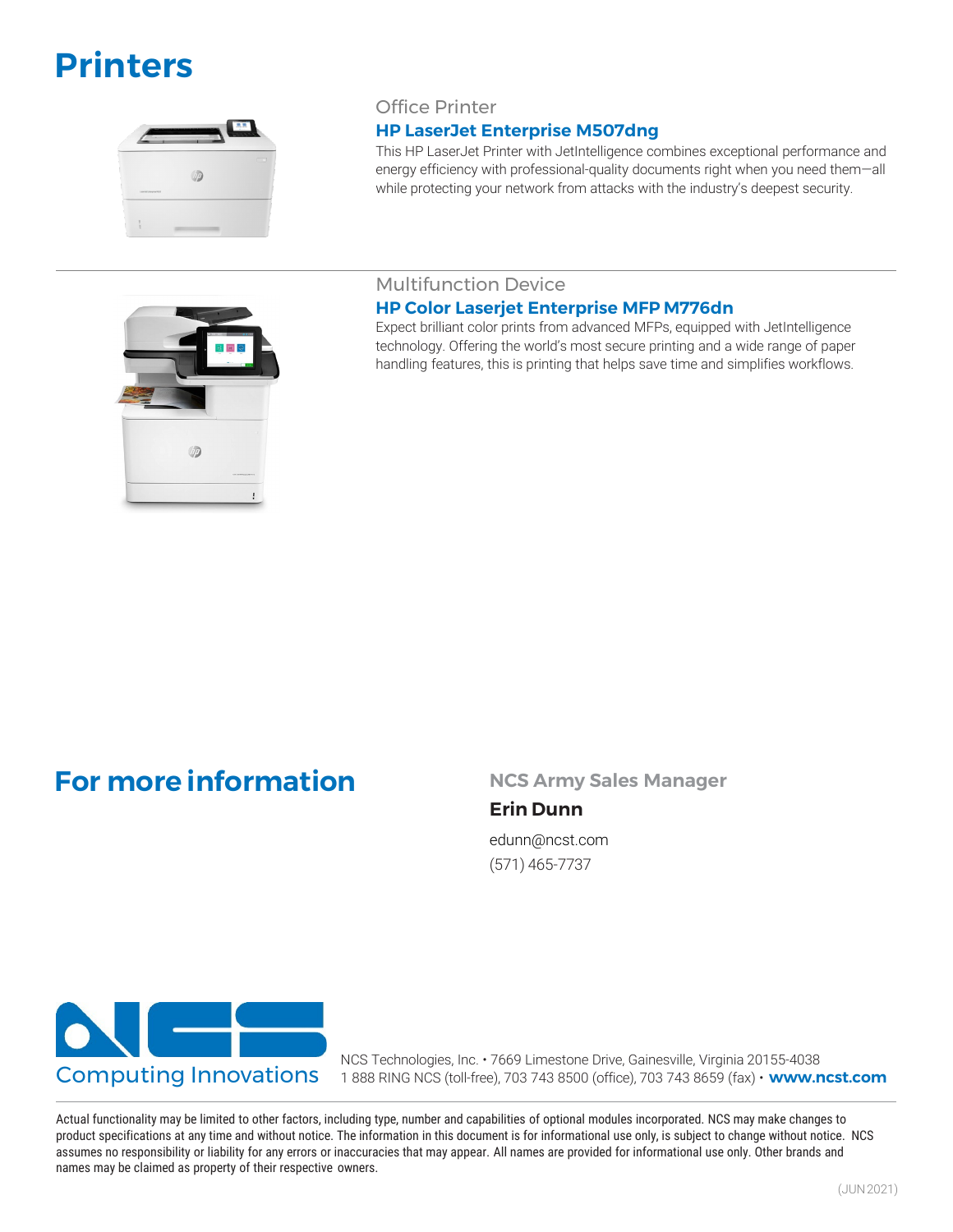# Printers

Office Printer

### HP LaserJet Enterprise M507dng

This HP LaserJet Printer with JetIntelligence combines exceptional performance and energy efficiency with professional-quality documents right when you need them—all while protecting your network from attacks with the industry's deepest security.

Multifunction Device

### HP Color Laserjet Enterprise MFP M776dn

Expect brilliant color prints from advanced MFPs, equipped with JetIntelligence technology. Offering the world's most secure printing and a wide range of paper handling features, this is printing that helps save time and simplifies workflows.

# For more information

**NCS Army Sales Manager**

**Erin Dunn**

edunn@ncst.com
(571) 465-7737

Computing Innovations

NCS Technologies, Inc. • 7669 Limestone Drive, Gainesville, Virginia 20155-4038
1 888 RING NCS (toll-free), 703 743 8500 (office), 703 743 8659 (fax) • **www.ncst.com**

Actual functionality may be limited to other factors, including type, number and capabilities of optional modules incorporated. NCS may make changes to product specifications at any time and without notice. The information in this document is for informational use only, is subject to change without notice. NCS assumes no responsibility or liability for any errors or inaccuracies that may appear. All names are provided for informational use only. Other brands and names may be claimed as property of their respective owners.

(JUN 2021)